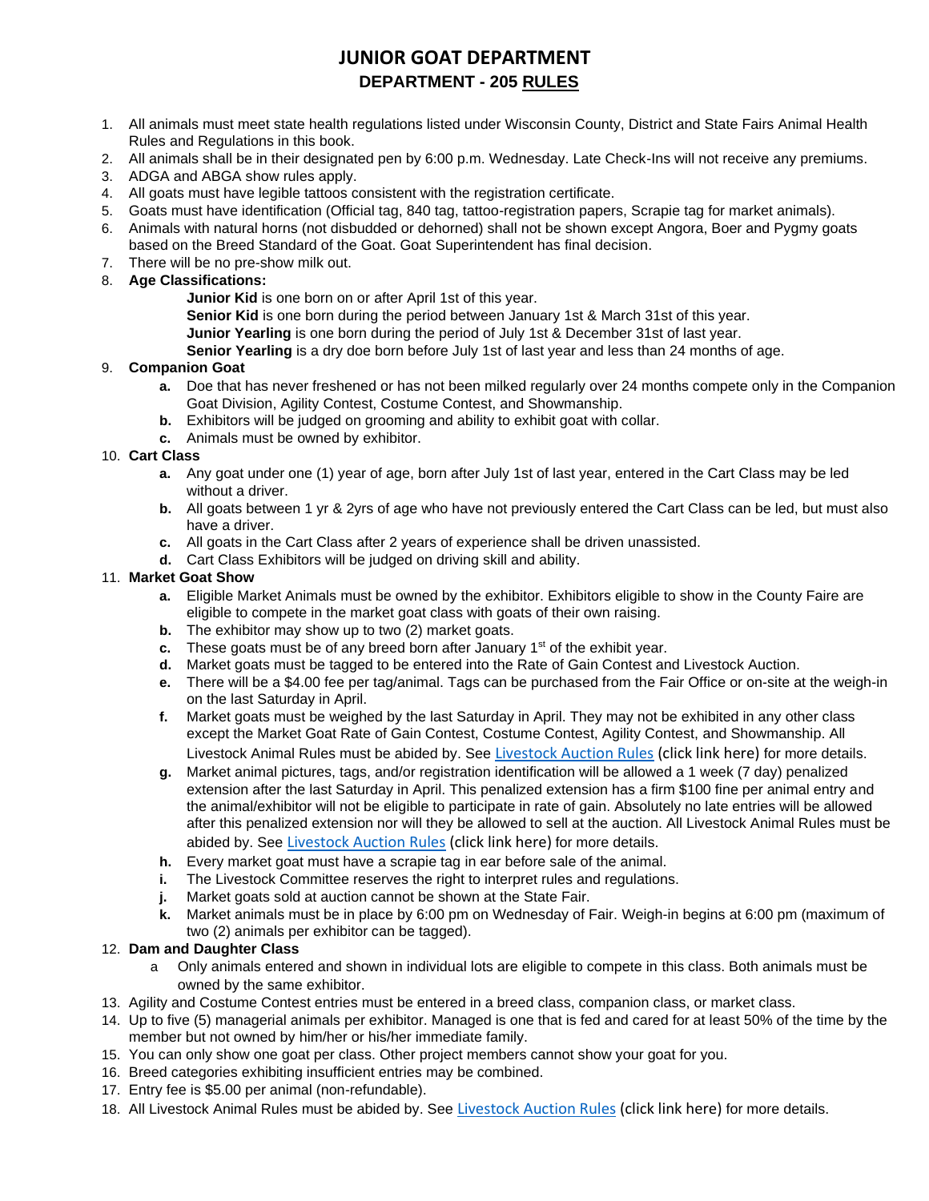# JUNIOR GOAT DEPARTMENT

## DEPARTMENT - 205 RULES

1. All animals must meet state health regulations listed under Wisconsin County, District and State Fairs Animal Health Rules and Regulations in this book.
2. All animals shall be in their designated pen by 6:00 p.m. Wednesday. Late Check-Ins will not receive any premiums.
3. ADGA and ABGA show rules apply.
4. All goats must have legible tattoos consistent with the registration certificate.
5. Goats must have identification (Official tag, 840 tag, tattoo-registration papers, Scrapie tag for market animals).
6. Animals with natural horns (not disbudded or dehorned) shall not be shown except Angora, Boer and Pygmy goats based on the Breed Standard of the Goat. Goat Superintendent has final decision.
7. There will be no pre-show milk out.
8. **Age Classifications:**
   - **Junior Kid** is one born on or after April 1st of this year.
   - **Senior Kid** is one born during the period between January 1st & March 31st of this year.
   - **Junior Yearling** is one born during the period of July 1st & December 31st of last year.
   - **Senior Yearling** is a dry doe born before July 1st of last year and less than 24 months of age.
9. **Companion Goat**
   - **a.** Doe that has never freshened or has not been milked regularly over 24 months compete only in the Companion Goat Division, Agility Contest, Costume Contest, and Showmanship.
   - **b.** Exhibitors will be judged on grooming and ability to exhibit goat with collar.
   - **c.** Animals must be owned by exhibitor.
10. **Cart Class**
    - **a.** Any goat under one (1) year of age, born after July 1st of last year, entered in the Cart Class may be led without a driver.
    - **b.** All goats between 1 yr & 2yrs of age who have not previously entered the Cart Class can be led, but must also have a driver.
    - **c.** All goats in the Cart Class after 2 years of experience shall be driven unassisted.
    - **d.** Cart Class Exhibitors will be judged on driving skill and ability.
11. **Market Goat Show**
    - **a.** Eligible Market Animals must be owned by the exhibitor. Exhibitors eligible to show in the County Faire are eligible to compete in the market goat class with goats of their own raising.
    - **b.** The exhibitor may show up to two (2) market goats.
    - **c.** These goats must be of any breed born after January 1st of the exhibit year.
    - **d.** Market goats must be tagged to be entered into the Rate of Gain Contest and Livestock Auction.
    - **e.** There will be a $4.00 fee per tag/animal. Tags can be purchased from the Fair Office or on-site at the weigh-in on the last Saturday in April.
    - **f.** Market goats must be weighed by the last Saturday in April. They may not be exhibited in any other class except the Market Goat Rate of Gain Contest, Costume Contest, Agility Contest, and Showmanship. All Livestock Animal Rules must be abided by. See Livestock Auction Rules (click link here) for more details.
    - **g.** Market animal pictures, tags, and/or registration identification will be allowed a 1 week (7 day) penalized extension after the last Saturday in April. This penalized extension has a firm $100 fine per animal entry and the animal/exhibitor will not be eligible to participate in rate of gain. Absolutely no late entries will be allowed after this penalized extension nor will they be allowed to sell at the auction. All Livestock Animal Rules must be abided by. See Livestock Auction Rules (click link here) for more details.
    - **h.** Every market goat must have a scrapie tag in ear before sale of the animal.
    - **i.** The Livestock Committee reserves the right to interpret rules and regulations.
    - **j.** Market goats sold at auction cannot be shown at the State Fair.
    - **k.** Market animals must be in place by 6:00 pm on Wednesday of Fair. Weigh-in begins at 6:00 pm (maximum of two (2) animals per exhibitor can be tagged).
12. **Dam and Daughter Class**
    - a Only animals entered and shown in individual lots are eligible to compete in this class. Both animals must be owned by the same exhibitor.
13. Agility and Costume Contest entries must be entered in a breed class, companion class, or market class.
14. Up to five (5) managerial animals per exhibitor. Managed is one that is fed and cared for at least 50% of the time by the member but not owned by him/her or his/her immediate family.
15. You can only show one goat per class. Other project members cannot show your goat for you.
16. Breed categories exhibiting insufficient entries may be combined.
17. Entry fee is $5.00 per animal (non-refundable).
18. All Livestock Animal Rules must be abided by. See Livestock Auction Rules (click link here) for more details.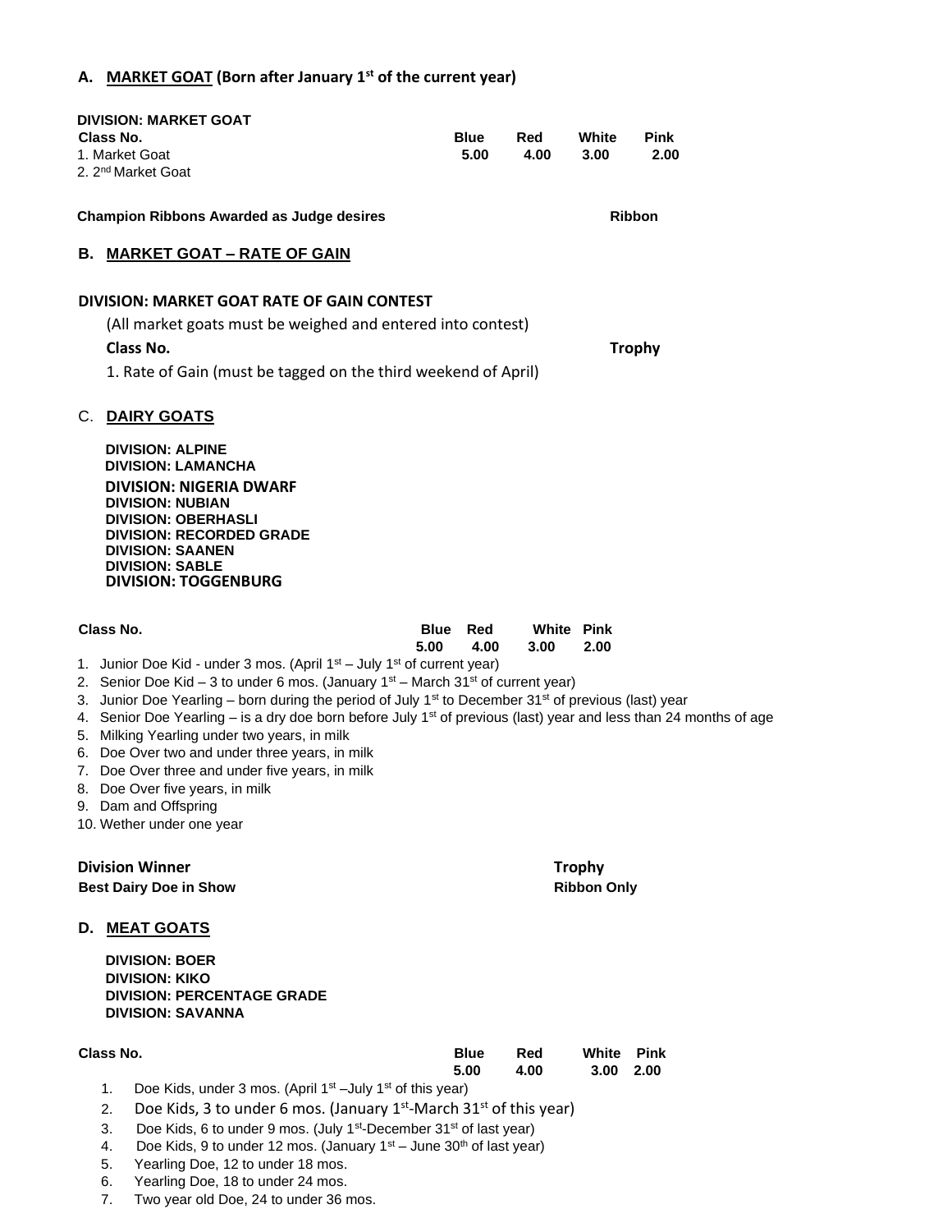## A. MARKET GOAT (Born after January 1st of the current year)

**DIVISION: MARKET GOAT**

| Class No. | Blue | Red | White | Pink |
|---|---|---|---|---|
| 1. Market Goat | 5.00 | 4.00 | 3.00 | 2.00 |
| 2. 2nd Market Goat | | | | |

| Champion Ribbons Awarded as Judge desires | Ribbon |
|---|---|

## B. MARKET GOAT – RATE OF GAIN

**DIVISION: MARKET GOAT RATE OF GAIN CONTEST**

(All market goats must be weighed and entered into contest)

| Class No. | Trophy |
|---|---|
| 1. Rate of Gain (must be tagged on the third weekend of April) | |

## C. DAIRY GOATS

**DIVISION: ALPINE**
**DIVISION: LAMANCHA**
**DIVISION: NIGERIA DWARF**
**DIVISION: NUBIAN**
**DIVISION: OBERHASLI**
**DIVISION: RECORDED GRADE**
**DIVISION: SAANEN**
**DIVISION: SABLE**
**DIVISION: TOGGENBURG**

| Class No. | Blue | Red | White | Pink |
|---|---|---|---|---|
| | 5.00 | 4.00 | 3.00 | 2.00 |

1. Junior Doe Kid - under 3 mos. (April 1st – July 1st of current year)
2. Senior Doe Kid – 3 to under 6 mos. (January 1st – March 31st of current year)
3. Junior Doe Yearling – born during the period of July 1st to December 31st of previous (last) year
4. Senior Doe Yearling – is a dry doe born before July 1st of previous (last) year and less than 24 months of age
5. Milking Yearling under two years, in milk
6. Doe Over two and under three years, in milk
7. Doe Over three and under five years, in milk
8. Doe Over five years, in milk
9. Dam and Offspring
10. Wether under one year

| Division Winner | Trophy |
|---|---|
| Best Dairy Doe in Show | Ribbon Only |

## D. MEAT GOATS

**DIVISION: BOER**
**DIVISION: KIKO**
**DIVISION: PERCENTAGE GRADE**
**DIVISION: SAVANNA**

| Class No. | Blue | Red | White | Pink |
|---|---|---|---|---|
| | 5.00 | 4.00 | 3.00 | 2.00 |

1. Doe Kids, under 3 mos. (April 1st –July 1st of this year)
2. Doe Kids, 3 to under 6 mos. (January 1st-March 31st of this year)
3. Doe Kids, 6 to under 9 mos. (July 1st-December 31st of last year)
4. Doe Kids, 9 to under 12 mos. (January 1st – June 30th of last year)
5. Yearling Doe, 12 to under 18 mos.
6. Yearling Doe, 18 to under 24 mos.
7. Two year old Doe, 24 to under 36 mos.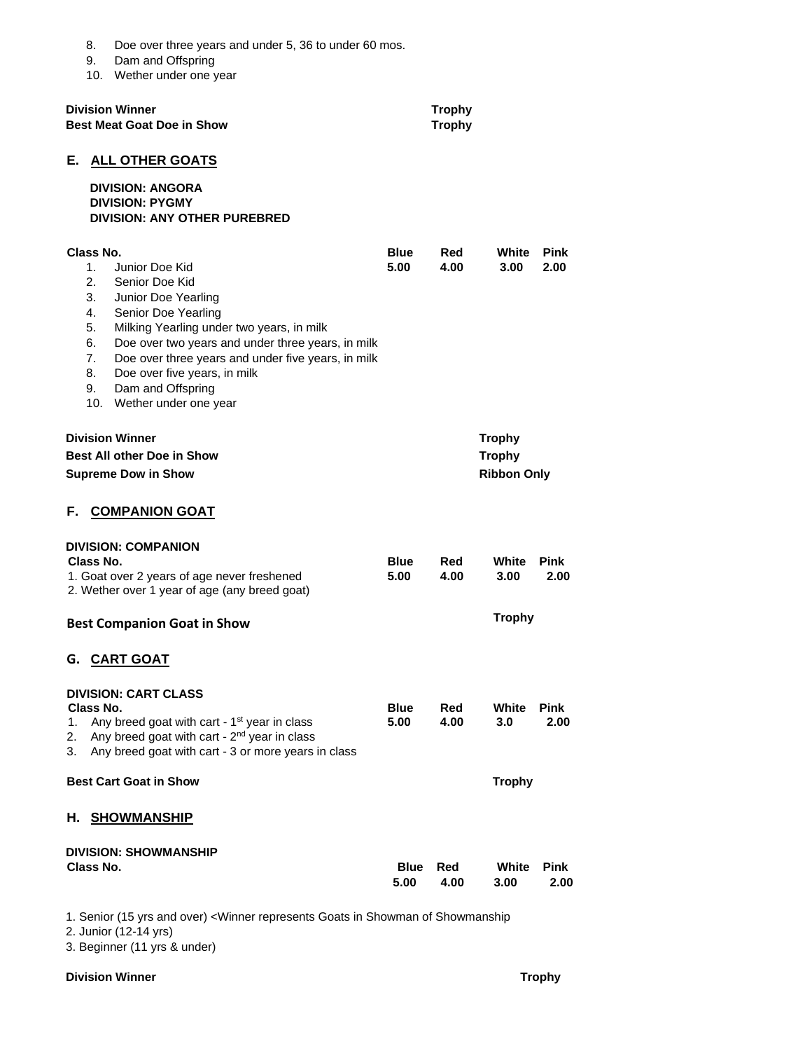8. Doe over three years and under 5, 36 to under 60 mos.
9. Dam and Offspring
10. Wether under one year

| | |
|---|---|
| **Division Winner** | **Trophy** |
| **Best Meat Goat Doe in Show** | **Trophy** |

## E. ALL OTHER GOATS

**DIVISION: ANGORA**
**DIVISION: PYGMY**
**DIVISION: ANY OTHER PUREBRED**

| Class No. | Blue | Red | White | Pink |
|---|---|---|---|---|
| 1. Junior Doe Kid | 5.00 | 4.00 | 3.00 | 2.00 |
| 2. Senior Doe Kid | | | | |
| 3. Junior Doe Yearling | | | | |
| 4. Senior Doe Yearling | | | | |
| 5. Milking Yearling under two years, in milk | | | | |
| 6. Doe over two years and under three years, in milk | | | | |
| 7. Doe over three years and under five years, in milk | | | | |
| 8. Doe over five years, in milk | | | | |
| 9. Dam and Offspring | | | | |
| 10. Wether under one year | | | | |

| | |
|---|---|
| **Division Winner** | **Trophy** |
| **Best All other Doe in Show** | **Trophy** |
| **Supreme Dow in Show** | **Ribbon Only** |

## F. COMPANION GOAT

**DIVISION: COMPANION**

| Class No. | Blue | Red | White | Pink |
|---|---|---|---|---|
| 1. Goat over 2 years of age never freshened | 5.00 | 4.00 | 3.00 | 2.00 |
| 2. Wether over 1 year of age (any breed goat) | | | | |

| | |
|---|---|
| **Best Companion Goat in Show** | **Trophy** |

## G. CART GOAT

**DIVISION: CART CLASS**

| Class No. | Blue | Red | White | Pink |
|---|---|---|---|---|
| 1. Any breed goat with cart - 1st year in class | 5.00 | 4.00 | 3.0 | 2.00 |
| 2. Any breed goat with cart - 2nd year in class | | | | |
| 3. Any breed goat with cart - 3 or more years in class | | | | |

| | |
|---|---|
| **Best Cart Goat in Show** | **Trophy** |

## H. SHOWMANSHIP

**DIVISION: SHOWMANSHIP**

| Class No. | Blue | Red | White | Pink |
|---|---|---|---|---|
| | 5.00 | 4.00 | 3.00 | 2.00 |

1. Senior (15 yrs and over) <Winner represents Goats in Showman of Showmanship
2. Junior (12-14 yrs)
3. Beginner (11 yrs & under)

| | |
|---|---|
| **Division Winner** | **Trophy** |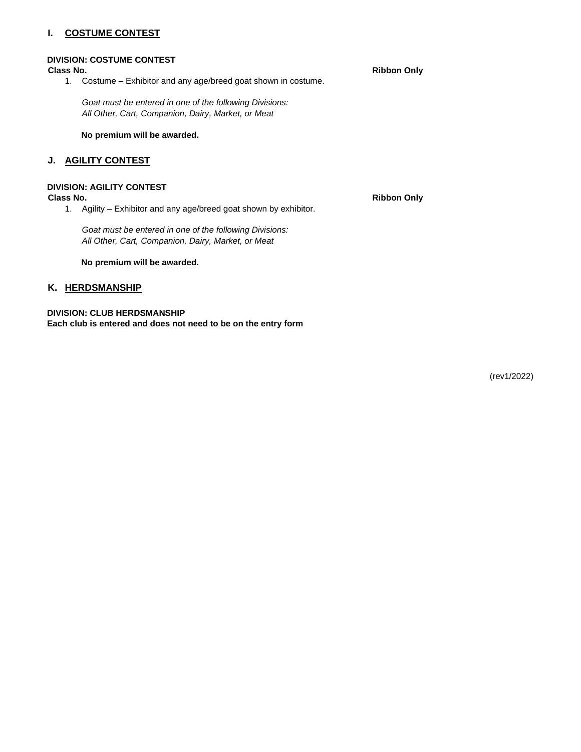## I. COSTUME CONTEST

**DIVISION: COSTUME CONTEST**

**Class No.** **Ribbon Only**

1. Costume – Exhibitor and any age/breed goat shown in costume.

   *Goat must be entered in one of the following Divisions:*
   *All Other, Cart, Companion, Dairy, Market, or Meat*

   **No premium will be awarded.**

## J. AGILITY CONTEST

**DIVISION: AGILITY CONTEST**

**Class No.** **Ribbon Only**

1. Agility – Exhibitor and any age/breed goat shown by exhibitor.

   *Goat must be entered in one of the following Divisions:*
   *All Other, Cart, Companion, Dairy, Market, or Meat*

   **No premium will be awarded.**

## K. HERDSMANSHIP

**DIVISION: CLUB HERDSMANSHIP**
**Each club is entered and does not need to be on the entry form**

(rev1/2022)